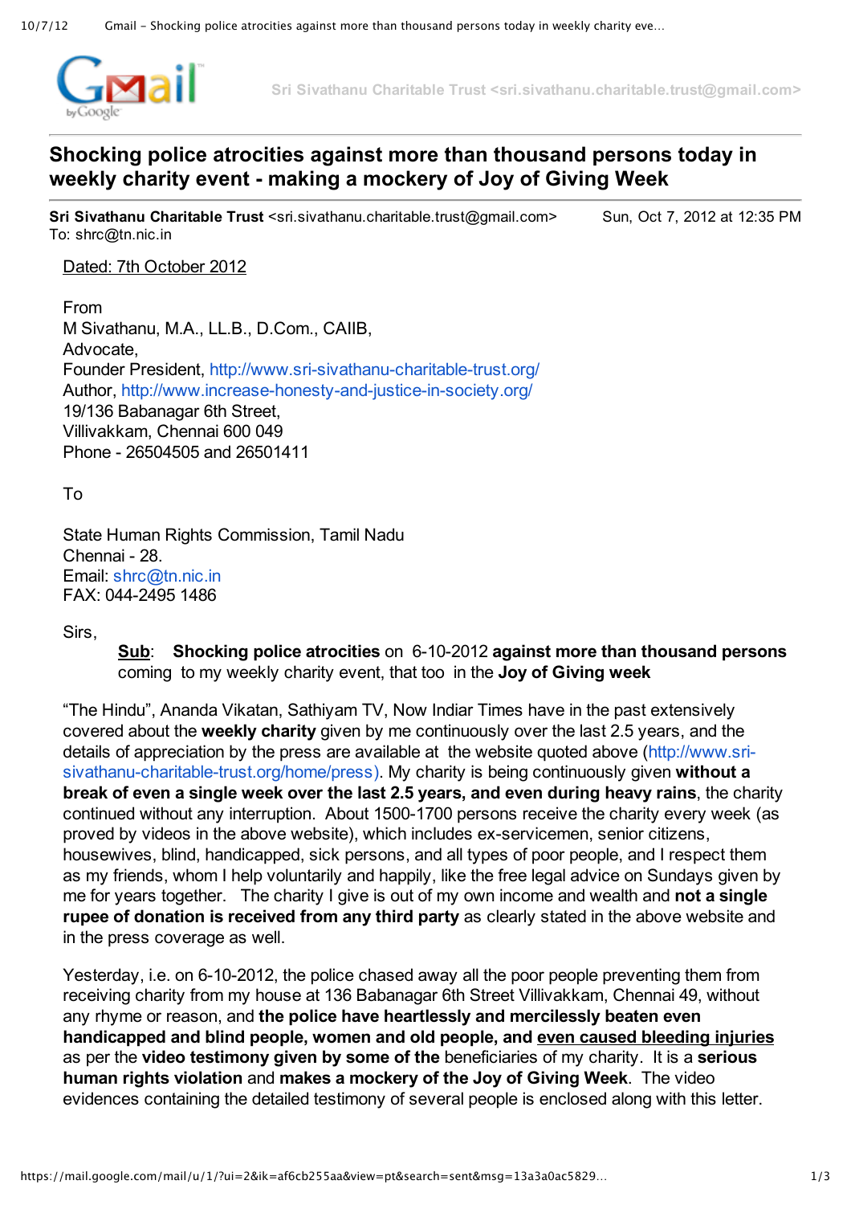Sri Sivathanu Charitable Trust <sri.sivathanu.charitable.trust@gmail.com>

# Shocking police atrocities against more than thousand persons today in weekly charity event - making a mockery of Joy of Giving Week

**Sri Sivathanu Charitable Trust** <sri.sivathanu.charitable.trust@gmail.com> Sun, Oct 7, 2012 at 12:35 PM
To: shrc@tn.nic.in

Dated: 7th October 2012

From
M Sivathanu, M.A., LL.B., D.Com., CAIIB,
Advocate,
Founder President, http://www.sri-sivathanu-charitable-trust.org/
Author, http://www.increase-honesty-and-justice-in-society.org/
19/136 Babanagar 6th Street,
Villivakkam, Chennai 600 049
Phone - 26504505 and 26501411

To

State Human Rights Commission, Tamil Nadu
Chennai - 28.
Email: shrc@tn.nic.in
FAX: 044-2495 1486

Sirs,

**Sub**: **Shocking police atrocities** on 6-10-2012 **against more than thousand persons** coming to my weekly charity event, that too in the **Joy of Giving week**

"The Hindu", Ananda Vikatan, Sathiyam TV, Now Indiar Times have in the past extensively covered about the **weekly charity** given by me continuously over the last 2.5 years, and the details of appreciation by the press are available at the website quoted above (http://www.sri-sivathanu-charitable-trust.org/home/press). My charity is being continuously given **without a break of even a single week over the last 2.5 years, and even during heavy rains**, the charity continued without any interruption. About 1500-1700 persons receive the charity every week (as proved by videos in the above website), which includes ex-servicemen, senior citizens, housewives, blind, handicapped, sick persons, and all types of poor people, and I respect them as my friends, whom I help voluntarily and happily, like the free legal advice on Sundays given by me for years together. The charity I give is out of my own income and wealth and **not a single rupee of donation is received from any third party** as clearly stated in the above website and in the press coverage as well.

Yesterday, i.e. on 6-10-2012, the police chased away all the poor people preventing them from receiving charity from my house at 136 Babanagar 6th Street Villivakkam, Chennai 49, without any rhyme or reason, and **the police have heartlessly and mercilessly beaten even handicapped and blind people, women and old people, and even caused bleeding injuries** as per the **video testimony given by some of the** beneficiaries of my charity. It is a **serious human rights violation** and **makes a mockery of the Joy of Giving Week**. The video evidences containing the detailed testimony of several people is enclosed along with this letter.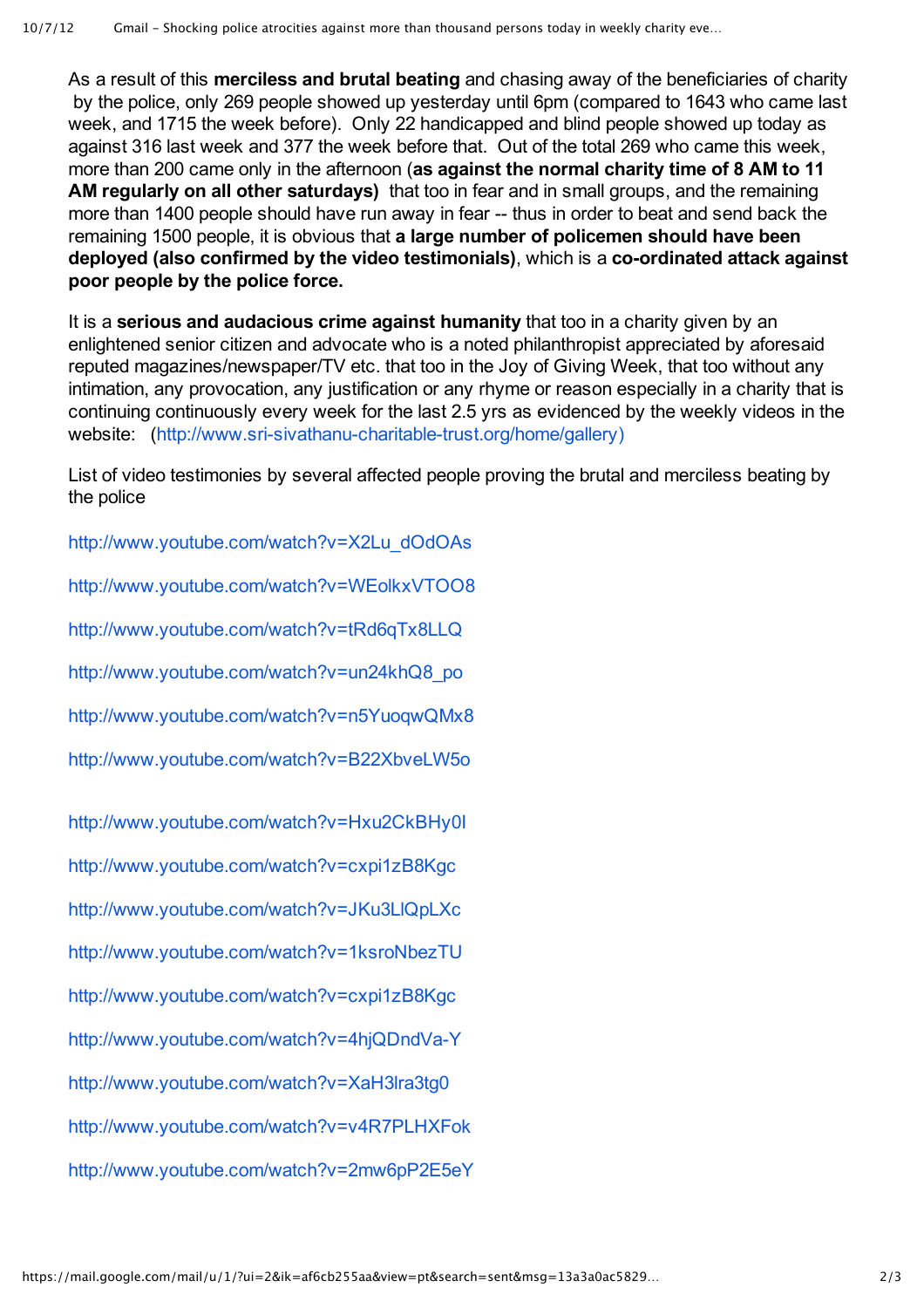As a result of this **merciless and brutal beating** and chasing away of the beneficiaries of charity by the police, only 269 people showed up yesterday until 6pm (compared to 1643 who came last week, and 1715 the week before). Only 22 handicapped and blind people showed up today as against 316 last week and 377 the week before that. Out of the total 269 who came this week, more than 200 came only in the afternoon (**as against the normal charity time of 8 AM to 11 AM regularly on all other saturdays)** that too in fear and in small groups, and the remaining more than 1400 people should have run away in fear -- thus in order to beat and send back the remaining 1500 people, it is obvious that **a large number of policemen should have been deployed (also confirmed by the video testimonials)**, which is a **co-ordinated attack against poor people by the police force.**

It is a **serious and audacious crime against humanity** that too in a charity given by an enlightened senior citizen and advocate who is a noted philanthropist appreciated by aforesaid reputed magazines/newspaper/TV etc. that too in the Joy of Giving Week, that too without any intimation, any provocation, any justification or any rhyme or reason especially in a charity that is continuing continuously every week for the last 2.5 yrs as evidenced by the weekly videos in the website: (http://www.sri-sivathanu-charitable-trust.org/home/gallery)

List of video testimonies by several affected people proving the brutal and merciless beating by the police

http://www.youtube.com/watch?v=X2Lu_dOdOAs

http://www.youtube.com/watch?v=WEolkxVTOO8

http://www.youtube.com/watch?v=tRd6qTx8LLQ

http://www.youtube.com/watch?v=un24khQ8_po

http://www.youtube.com/watch?v=n5YuoqwQMx8

http://www.youtube.com/watch?v=B22XbveLW5o

http://www.youtube.com/watch?v=Hxu2CkBHy0I

http://www.youtube.com/watch?v=cxpi1zB8Kgc

http://www.youtube.com/watch?v=JKu3LlQpLXc

http://www.youtube.com/watch?v=1ksroNbezTU

http://www.youtube.com/watch?v=cxpi1zB8Kgc

http://www.youtube.com/watch?v=4hjQDndVa-Y

http://www.youtube.com/watch?v=XaH3lra3tg0

http://www.youtube.com/watch?v=v4R7PLHXFok

http://www.youtube.com/watch?v=2mw6pP2E5eY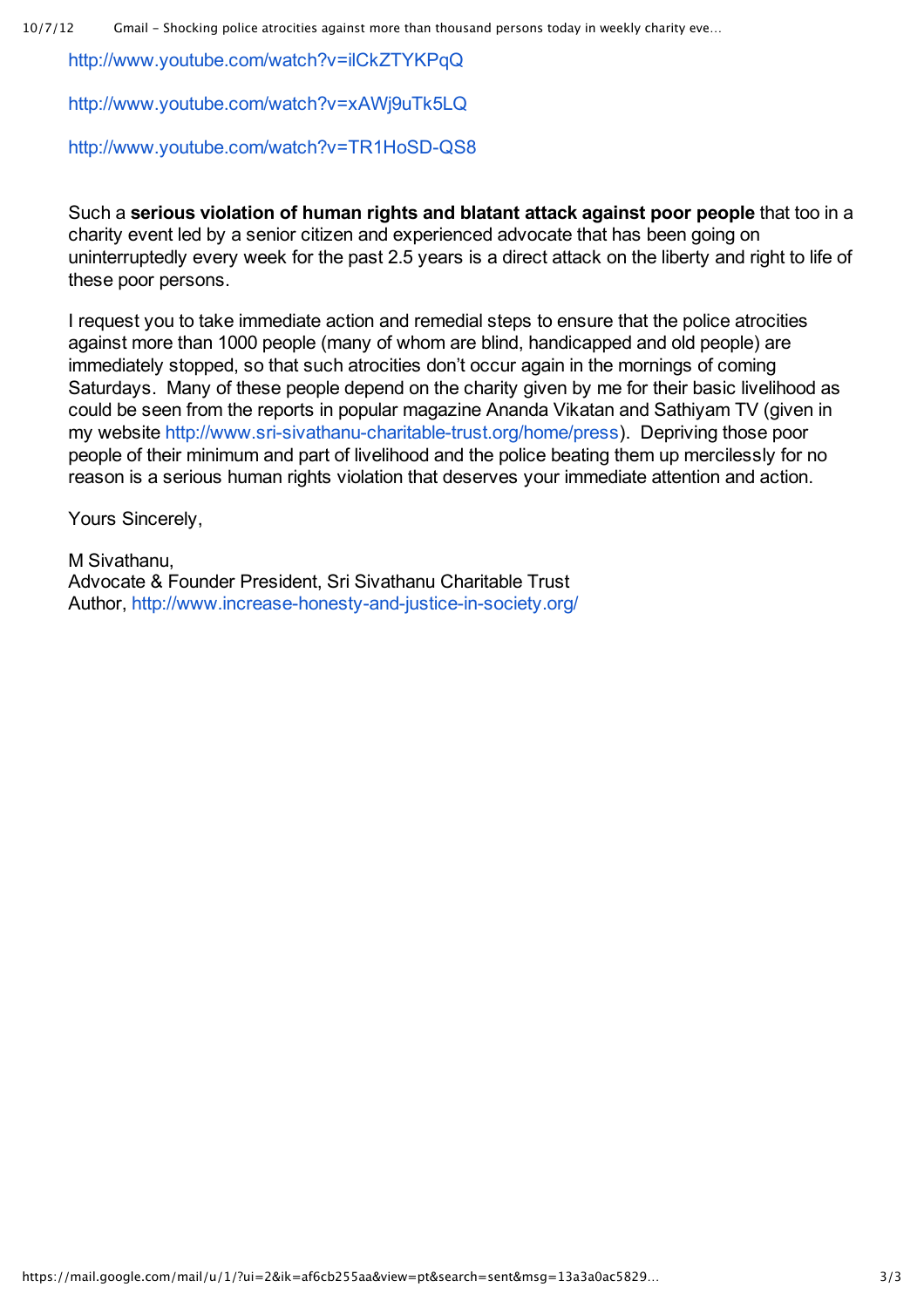http://www.youtube.com/watch?v=ilCkZTYKPqQ

http://www.youtube.com/watch?v=xAWj9uTk5LQ

http://www.youtube.com/watch?v=TR1HoSD-QS8

Such a **serious violation of human rights and blatant attack against poor people** that too in a charity event led by a senior citizen and experienced advocate that has been going on uninterruptedly every week for the past 2.5 years is a direct attack on the liberty and right to life of these poor persons.

I request you to take immediate action and remedial steps to ensure that the police atrocities against more than 1000 people (many of whom are blind, handicapped and old people) are immediately stopped, so that such atrocities don't occur again in the mornings of coming Saturdays. Many of these people depend on the charity given by me for their basic livelihood as could be seen from the reports in popular magazine Ananda Vikatan and Sathiyam TV (given in my website http://www.sri-sivathanu-charitable-trust.org/home/press). Depriving those poor people of their minimum and part of livelihood and the police beating them up mercilessly for no reason is a serious human rights violation that deserves your immediate attention and action.

Yours Sincerely,

M Sivathanu,
Advocate & Founder President, Sri Sivathanu Charitable Trust
Author, http://www.increase-honesty-and-justice-in-society.org/